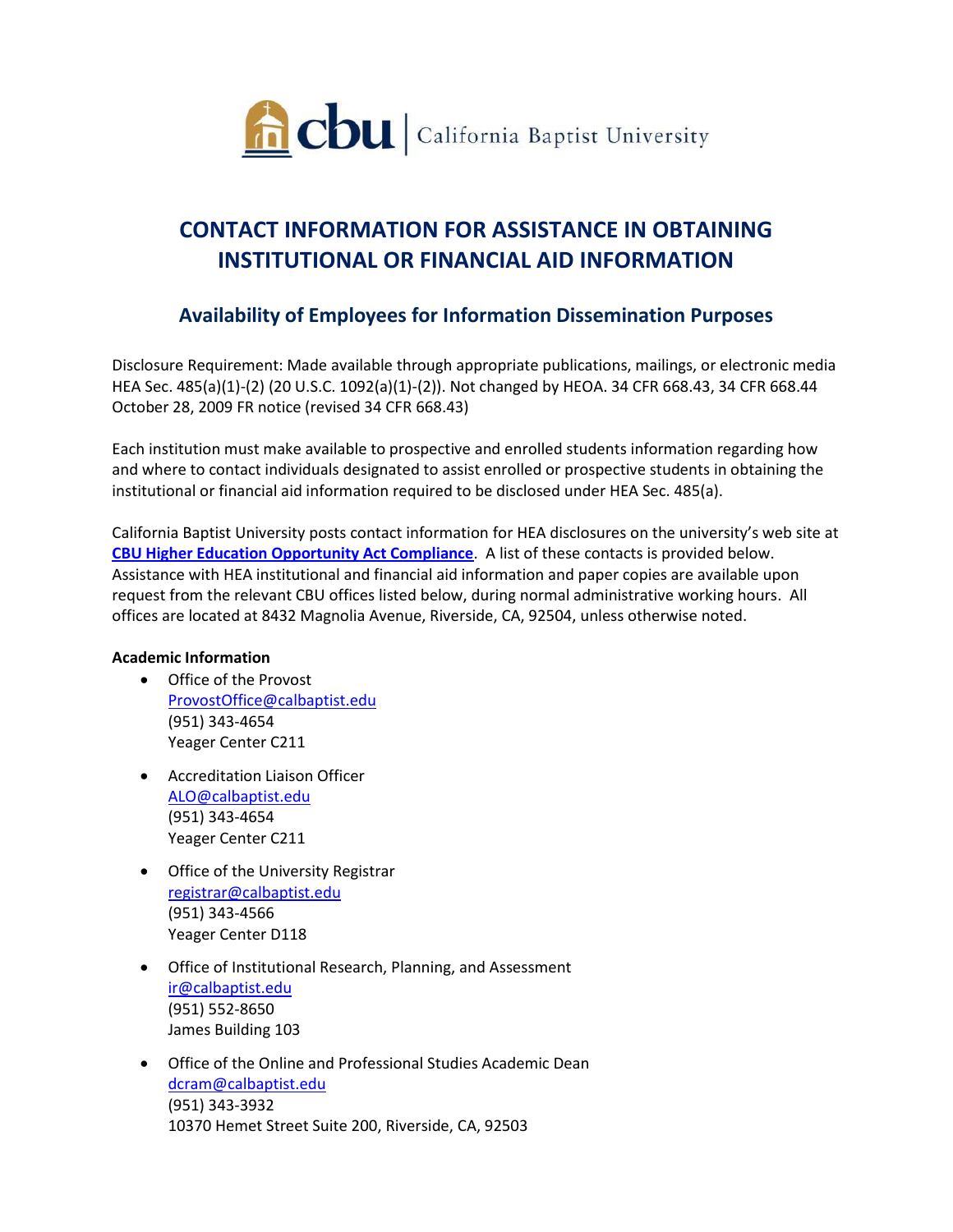cbu | California Baptist University

# CONTACT INFORMATION FOR ASSISTANCE IN OBTAINING INSTITUTIONAL OR FINANCIAL AID INFORMATION

## Availability of Employees for Information Dissemination Purposes

Disclosure Requirement: Made available through appropriate publications, mailings, or electronic media HEA Sec. 485(a)(1)-(2) (20 U.S.C. 1092(a)(1)-(2)). Not changed by HEOA. 34 CFR 668.43, 34 CFR 668.44 October 28, 2009 FR notice (revised 34 CFR 668.43)

Each institution must make available to prospective and enrolled students information regarding how and where to contact individuals designated to assist enrolled or prospective students in obtaining the institutional or financial aid information required to be disclosed under HEA Sec. 485(a).

California Baptist University posts contact information for HEA disclosures on the university's web site at **CBU Higher Education Opportunity Act Compliance**. A list of these contacts is provided below. Assistance with HEA institutional and financial aid information and paper copies are available upon request from the relevant CBU offices listed below, during normal administrative working hours. All offices are located at 8432 Magnolia Avenue, Riverside, CA, 92504, unless otherwise noted.

**Academic Information**

- Office of the Provost
  ProvostOffice@calbaptist.edu
  (951) 343-4654
  Yeager Center C211
- Accreditation Liaison Officer
  ALO@calbaptist.edu
  (951) 343-4654
  Yeager Center C211
- Office of the University Registrar
  registrar@calbaptist.edu
  (951) 343-4566
  Yeager Center D118
- Office of Institutional Research, Planning, and Assessment
  ir@calbaptist.edu
  (951) 552-8650
  James Building 103
- Office of the Online and Professional Studies Academic Dean
  dcram@calbaptist.edu
  (951) 343-3932
  10370 Hemet Street Suite 200, Riverside, CA, 92503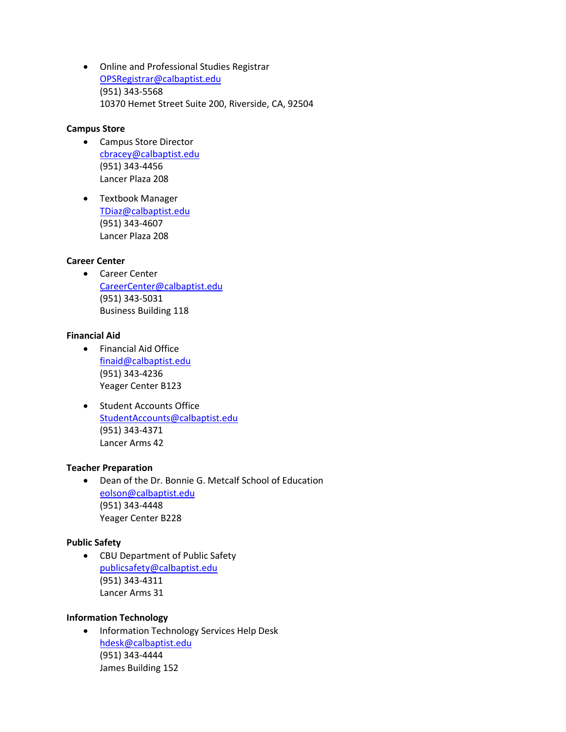- Online and Professional Studies Registrar
  OPSRegistrar@calbaptist.edu
  (951) 343-5568
  10370 Hemet Street Suite 200, Riverside, CA, 92504

**Campus Store**

- Campus Store Director
  cbracey@calbaptist.edu
  (951) 343-4456
  Lancer Plaza 208

- Textbook Manager
  TDiaz@calbaptist.edu
  (951) 343-4607
  Lancer Plaza 208

**Career Center**

- Career Center
  CareerCenter@calbaptist.edu
  (951) 343-5031
  Business Building 118

**Financial Aid**

- Financial Aid Office
  finaid@calbaptist.edu
  (951) 343-4236
  Yeager Center B123

- Student Accounts Office
  StudentAccounts@calbaptist.edu
  (951) 343-4371
  Lancer Arms 42

**Teacher Preparation**

- Dean of the Dr. Bonnie G. Metcalf School of Education
  eolson@calbaptist.edu
  (951) 343-4448
  Yeager Center B228

**Public Safety**

- CBU Department of Public Safety
  publicsafety@calbaptist.edu
  (951) 343-4311
  Lancer Arms 31

**Information Technology**

- Information Technology Services Help Desk
  hdesk@calbaptist.edu
  (951) 343-4444
  James Building 152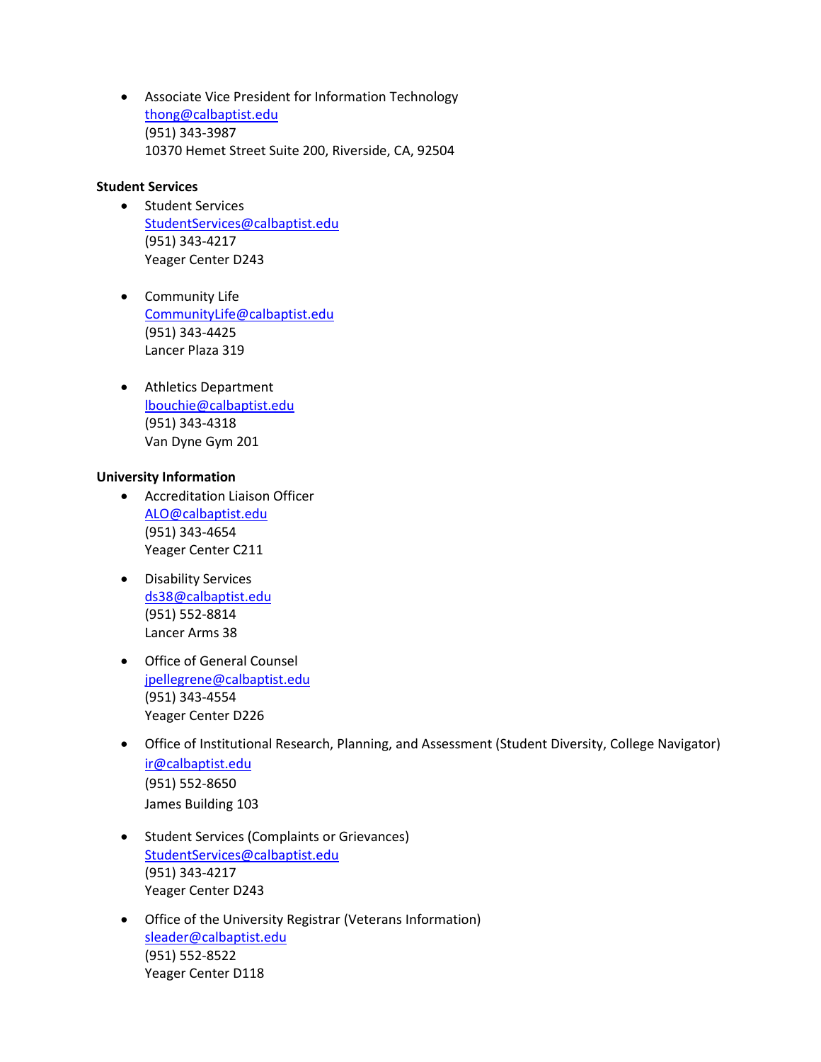- Associate Vice President for Information Technology
  thong@calbaptist.edu
  (951) 343-3987
  10370 Hemet Street Suite 200, Riverside, CA, 92504

**Student Services**

- Student Services
  StudentServices@calbaptist.edu
  (951) 343-4217
  Yeager Center D243

- Community Life
  CommunityLife@calbaptist.edu
  (951) 343-4425
  Lancer Plaza 319

- Athletics Department
  lbouchie@calbaptist.edu
  (951) 343-4318
  Van Dyne Gym 201

**University Information**

- Accreditation Liaison Officer
  ALO@calbaptist.edu
  (951) 343-4654
  Yeager Center C211

- Disability Services
  ds38@calbaptist.edu
  (951) 552-8814
  Lancer Arms 38

- Office of General Counsel
  jpellegrene@calbaptist.edu
  (951) 343-4554
  Yeager Center D226

- Office of Institutional Research, Planning, and Assessment (Student Diversity, College Navigator)
  ir@calbaptist.edu
  (951) 552-8650
  James Building 103

- Student Services (Complaints or Grievances)
  StudentServices@calbaptist.edu
  (951) 343-4217
  Yeager Center D243

- Office of the University Registrar (Veterans Information)
  sleader@calbaptist.edu
  (951) 552-8522
  Yeager Center D118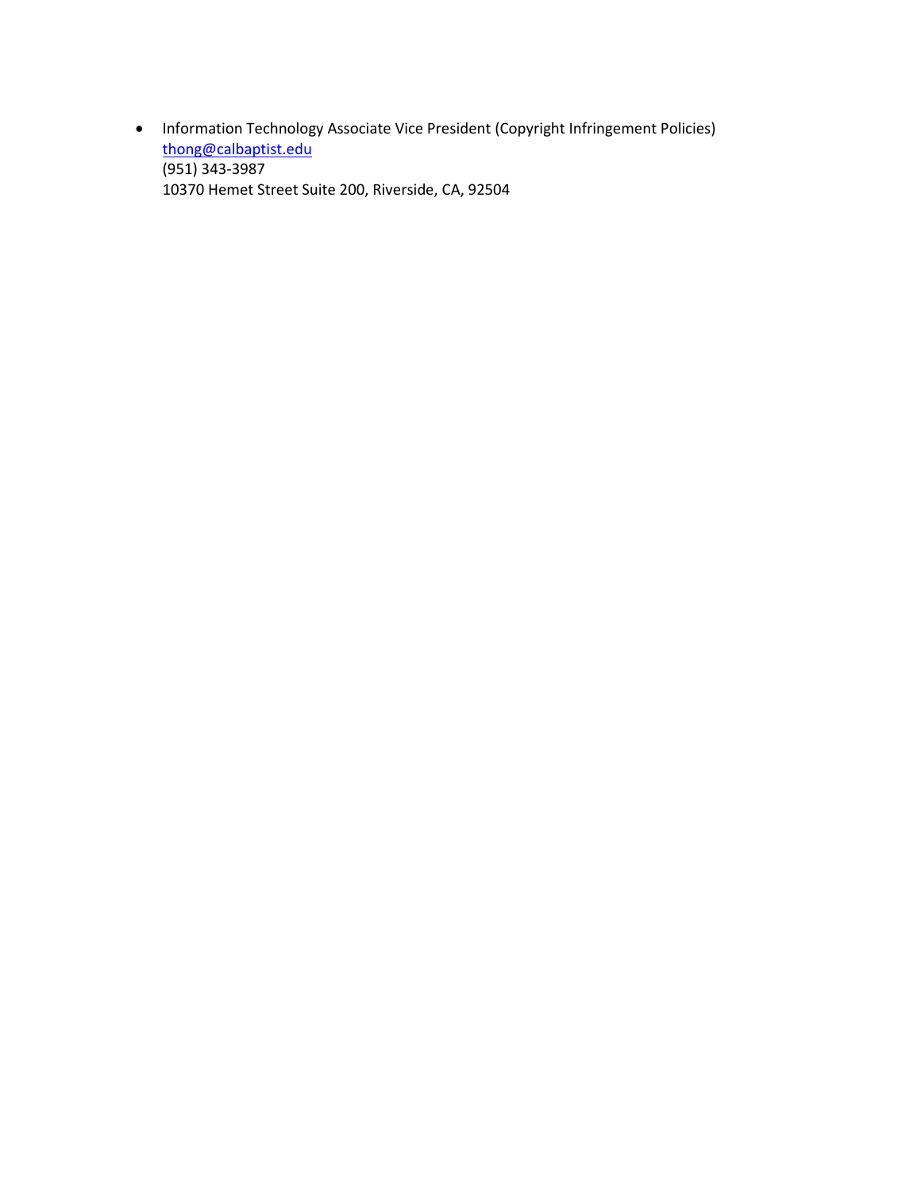- Information Technology Associate Vice President (Copyright Infringement Policies)
  thong@calbaptist.edu
  (951) 343-3987
  10370 Hemet Street Suite 200, Riverside, CA, 92504